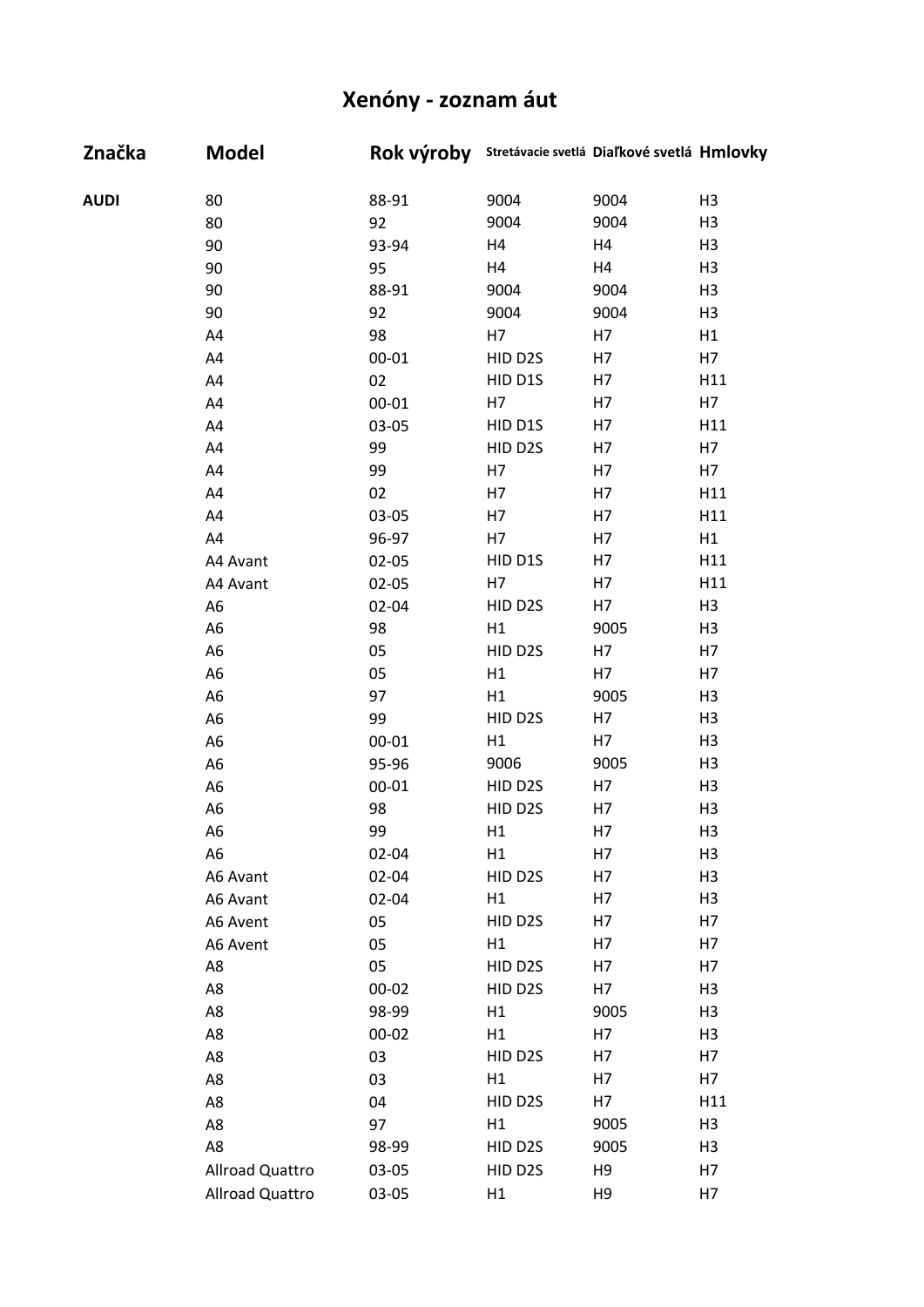# Xenóny - zoznam áut

| Značka | Model | Rok výroby | Stretávacie svetlá | Diaľkové svetlá | Hmlovky |
|---|---|---|---|---|---|
| **AUDI** | 80 | 88-91 | 9004 | 9004 | H3 |
| | 80 | 92 | 9004 | 9004 | H3 |
| | 90 | 93-94 | H4 | H4 | H3 |
| | 90 | 95 | H4 | H4 | H3 |
| | 90 | 88-91 | 9004 | 9004 | H3 |
| | 90 | 92 | 9004 | 9004 | H3 |
| | A4 | 98 | H7 | H7 | H1 |
| | A4 | 00-01 | HID D2S | H7 | H7 |
| | A4 | 02 | HID D1S | H7 | H11 |
| | A4 | 00-01 | H7 | H7 | H7 |
| | A4 | 03-05 | HID D1S | H7 | H11 |
| | A4 | 99 | HID D2S | H7 | H7 |
| | A4 | 99 | H7 | H7 | H7 |
| | A4 | 02 | H7 | H7 | H11 |
| | A4 | 03-05 | H7 | H7 | H11 |
| | A4 | 96-97 | H7 | H7 | H1 |
| | A4 Avant | 02-05 | HID D1S | H7 | H11 |
| | A4 Avant | 02-05 | H7 | H7 | H11 |
| | A6 | 02-04 | HID D2S | H7 | H3 |
| | A6 | 98 | H1 | 9005 | H3 |
| | A6 | 05 | HID D2S | H7 | H7 |
| | A6 | 05 | H1 | H7 | H7 |
| | A6 | 97 | H1 | 9005 | H3 |
| | A6 | 99 | HID D2S | H7 | H3 |
| | A6 | 00-01 | H1 | H7 | H3 |
| | A6 | 95-96 | 9006 | 9005 | H3 |
| | A6 | 00-01 | HID D2S | H7 | H3 |
| | A6 | 98 | HID D2S | H7 | H3 |
| | A6 | 99 | H1 | H7 | H3 |
| | A6 | 02-04 | H1 | H7 | H3 |
| | A6 Avant | 02-04 | HID D2S | H7 | H3 |
| | A6 Avant | 02-04 | H1 | H7 | H3 |
| | A6 Avent | 05 | HID D2S | H7 | H7 |
| | A6 Avent | 05 | H1 | H7 | H7 |
| | A8 | 05 | HID D2S | H7 | H7 |
| | A8 | 00-02 | HID D2S | H7 | H3 |
| | A8 | 98-99 | H1 | 9005 | H3 |
| | A8 | 00-02 | H1 | H7 | H3 |
| | A8 | 03 | HID D2S | H7 | H7 |
| | A8 | 03 | H1 | H7 | H7 |
| | A8 | 04 | HID D2S | H7 | H11 |
| | A8 | 97 | H1 | 9005 | H3 |
| | A8 | 98-99 | HID D2S | 9005 | H3 |
| | Allroad Quattro | 03-05 | HID D2S | H9 | H7 |
| | Allroad Quattro | 03-05 | H1 | H9 | H7 |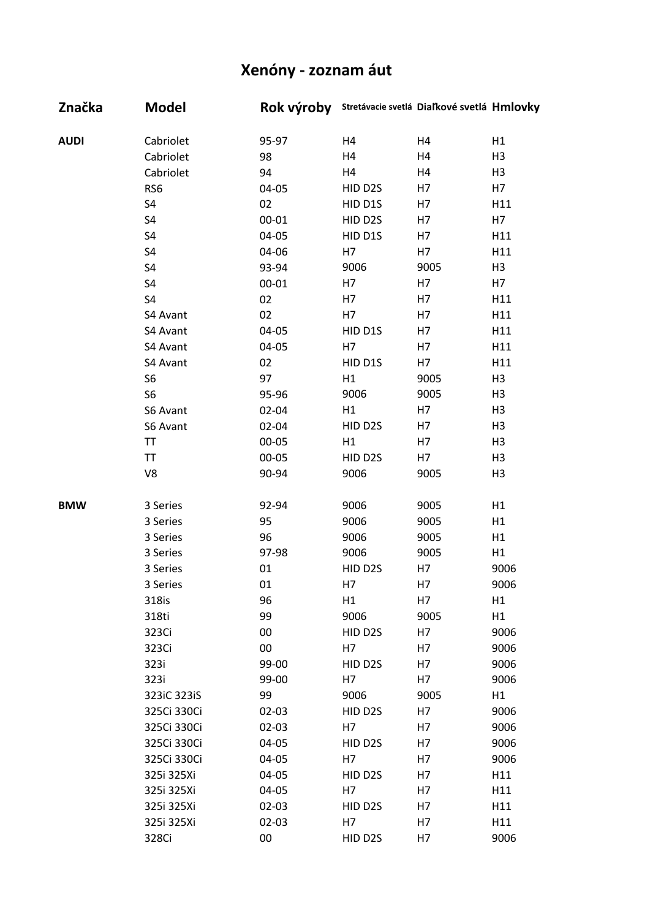# Xenóny - zoznam áut

| Značka | Model | Rok výroby | Stretávacie svetlá | Diaľkové svetlá | Hmlovky |
|---|---|---|---|---|---|
| **AUDI** | Cabriolet | 95-97 | H4 | H4 | H1 |
| | Cabriolet | 98 | H4 | H4 | H3 |
| | Cabriolet | 94 | H4 | H4 | H3 |
| | RS6 | 04-05 | HID D2S | H7 | H7 |
| | S4 | 02 | HID D1S | H7 | H11 |
| | S4 | 00-01 | HID D2S | H7 | H7 |
| | S4 | 04-05 | HID D1S | H7 | H11 |
| | S4 | 04-06 | H7 | H7 | H11 |
| | S4 | 93-94 | 9006 | 9005 | H3 |
| | S4 | 00-01 | H7 | H7 | H7 |
| | S4 | 02 | H7 | H7 | H11 |
| | S4 Avant | 02 | H7 | H7 | H11 |
| | S4 Avant | 04-05 | HID D1S | H7 | H11 |
| | S4 Avant | 04-05 | H7 | H7 | H11 |
| | S4 Avant | 02 | HID D1S | H7 | H11 |
| | S6 | 97 | H1 | 9005 | H3 |
| | S6 | 95-96 | 9006 | 9005 | H3 |
| | S6 Avant | 02-04 | H1 | H7 | H3 |
| | S6 Avant | 02-04 | HID D2S | H7 | H3 |
| | TT | 00-05 | H1 | H7 | H3 |
| | TT | 00-05 | HID D2S | H7 | H3 |
| | V8 | 90-94 | 9006 | 9005 | H3 |
| **BMW** | 3 Series | 92-94 | 9006 | 9005 | H1 |
| | 3 Series | 95 | 9006 | 9005 | H1 |
| | 3 Series | 96 | 9006 | 9005 | H1 |
| | 3 Series | 97-98 | 9006 | 9005 | H1 |
| | 3 Series | 01 | HID D2S | H7 | 9006 |
| | 3 Series | 01 | H7 | H7 | 9006 |
| | 318is | 96 | H1 | H7 | H1 |
| | 318ti | 99 | 9006 | 9005 | H1 |
| | 323Ci | 00 | HID D2S | H7 | 9006 |
| | 323Ci | 00 | H7 | H7 | 9006 |
| | 323i | 99-00 | HID D2S | H7 | 9006 |
| | 323i | 99-00 | H7 | H7 | 9006 |
| | 323iC 323iS | 99 | 9006 | 9005 | H1 |
| | 325Ci 330Ci | 02-03 | HID D2S | H7 | 9006 |
| | 325Ci 330Ci | 02-03 | H7 | H7 | 9006 |
| | 325Ci 330Ci | 04-05 | HID D2S | H7 | 9006 |
| | 325Ci 330Ci | 04-05 | H7 | H7 | 9006 |
| | 325i 325Xi | 04-05 | HID D2S | H7 | H11 |
| | 325i 325Xi | 04-05 | H7 | H7 | H11 |
| | 325i 325Xi | 02-03 | HID D2S | H7 | H11 |
| | 325i 325Xi | 02-03 | H7 | H7 | H11 |
| | 328Ci | 00 | HID D2S | H7 | 9006 |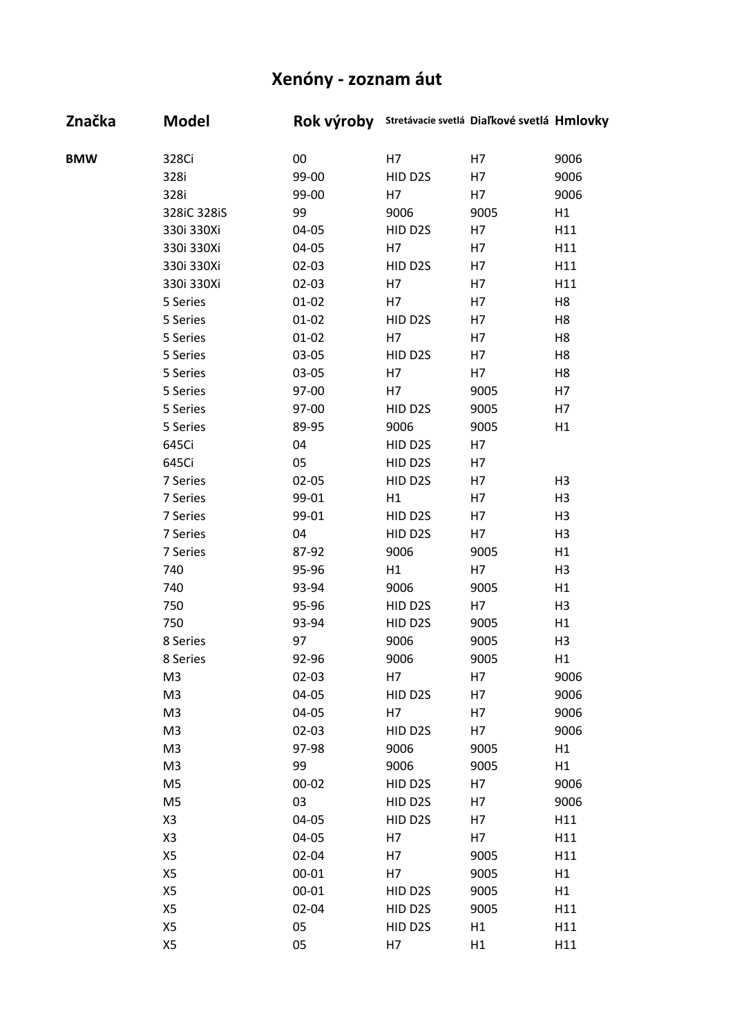# Xenóny - zoznam áut

| Značka | Model | Rok výroby | Stretávacie svetlá | Diaľkové svetlá | Hmlovky |
|---|---|---|---|---|---|
| **BMW** | 328Ci | 00 | H7 | H7 | 9006 |
| | 328i | 99-00 | HID D2S | H7 | 9006 |
| | 328i | 99-00 | H7 | H7 | 9006 |
| | 328iC 328iS | 99 | 9006 | 9005 | H1 |
| | 330i 330Xi | 04-05 | HID D2S | H7 | H11 |
| | 330i 330Xi | 04-05 | H7 | H7 | H11 |
| | 330i 330Xi | 02-03 | HID D2S | H7 | H11 |
| | 330i 330Xi | 02-03 | H7 | H7 | H11 |
| | 5 Series | 01-02 | H7 | H7 | H8 |
| | 5 Series | 01-02 | HID D2S | H7 | H8 |
| | 5 Series | 01-02 | H7 | H7 | H8 |
| | 5 Series | 03-05 | HID D2S | H7 | H8 |
| | 5 Series | 03-05 | H7 | H7 | H8 |
| | 5 Series | 97-00 | H7 | 9005 | H7 |
| | 5 Series | 97-00 | HID D2S | 9005 | H7 |
| | 5 Series | 89-95 | 9006 | 9005 | H1 |
| | 645Ci | 04 | HID D2S | H7 | |
| | 645Ci | 05 | HID D2S | H7 | |
| | 7 Series | 02-05 | HID D2S | H7 | H3 |
| | 7 Series | 99-01 | H1 | H7 | H3 |
| | 7 Series | 99-01 | HID D2S | H7 | H3 |
| | 7 Series | 04 | HID D2S | H7 | H3 |
| | 7 Series | 87-92 | 9006 | 9005 | H1 |
| | 740 | 95-96 | H1 | H7 | H3 |
| | 740 | 93-94 | 9006 | 9005 | H1 |
| | 750 | 95-96 | HID D2S | H7 | H3 |
| | 750 | 93-94 | HID D2S | 9005 | H1 |
| | 8 Series | 97 | 9006 | 9005 | H3 |
| | 8 Series | 92-96 | 9006 | 9005 | H1 |
| | M3 | 02-03 | H7 | H7 | 9006 |
| | M3 | 04-05 | HID D2S | H7 | 9006 |
| | M3 | 04-05 | H7 | H7 | 9006 |
| | M3 | 02-03 | HID D2S | H7 | 9006 |
| | M3 | 97-98 | 9006 | 9005 | H1 |
| | M3 | 99 | 9006 | 9005 | H1 |
| | M5 | 00-02 | HID D2S | H7 | 9006 |
| | M5 | 03 | HID D2S | H7 | 9006 |
| | X3 | 04-05 | HID D2S | H7 | H11 |
| | X3 | 04-05 | H7 | H7 | H11 |
| | X5 | 02-04 | H7 | 9005 | H11 |
| | X5 | 00-01 | H7 | 9005 | H1 |
| | X5 | 00-01 | HID D2S | 9005 | H1 |
| | X5 | 02-04 | HID D2S | 9005 | H11 |
| | X5 | 05 | HID D2S | H1 | H11 |
| | X5 | 05 | H7 | H1 | H11 |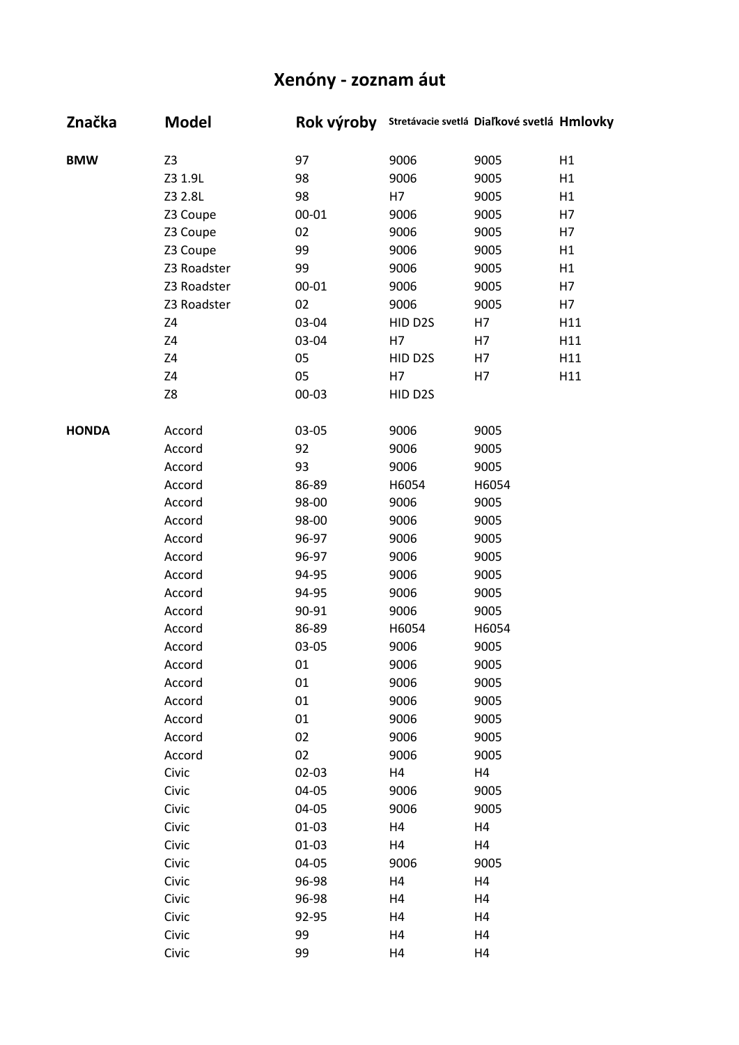# Xenóny - zoznam áut

| Značka | Model | Rok výroby | Stretávacie svetlá | Diaľkové svetlá | Hmlovky |
|---|---|---|---|---|---|
| **BMW** | Z3 | 97 | 9006 | 9005 | H1 |
| | Z3 1.9L | 98 | 9006 | 9005 | H1 |
| | Z3 2.8L | 98 | H7 | 9005 | H1 |
| | Z3 Coupe | 00-01 | 9006 | 9005 | H7 |
| | Z3 Coupe | 02 | 9006 | 9005 | H7 |
| | Z3 Coupe | 99 | 9006 | 9005 | H1 |
| | Z3 Roadster | 99 | 9006 | 9005 | H1 |
| | Z3 Roadster | 00-01 | 9006 | 9005 | H7 |
| | Z3 Roadster | 02 | 9006 | 9005 | H7 |
| | Z4 | 03-04 | HID D2S | H7 | H11 |
| | Z4 | 03-04 | H7 | H7 | H11 |
| | Z4 | 05 | HID D2S | H7 | H11 |
| | Z4 | 05 | H7 | H7 | H11 |
| | Z8 | 00-03 | HID D2S | | |
| **HONDA** | Accord | 03-05 | 9006 | 9005 | |
| | Accord | 92 | 9006 | 9005 | |
| | Accord | 93 | 9006 | 9005 | |
| | Accord | 86-89 | H6054 | H6054 | |
| | Accord | 98-00 | 9006 | 9005 | |
| | Accord | 98-00 | 9006 | 9005 | |
| | Accord | 96-97 | 9006 | 9005 | |
| | Accord | 96-97 | 9006 | 9005 | |
| | Accord | 94-95 | 9006 | 9005 | |
| | Accord | 94-95 | 9006 | 9005 | |
| | Accord | 90-91 | 9006 | 9005 | |
| | Accord | 86-89 | H6054 | H6054 | |
| | Accord | 03-05 | 9006 | 9005 | |
| | Accord | 01 | 9006 | 9005 | |
| | Accord | 01 | 9006 | 9005 | |
| | Accord | 01 | 9006 | 9005 | |
| | Accord | 01 | 9006 | 9005 | |
| | Accord | 02 | 9006 | 9005 | |
| | Accord | 02 | 9006 | 9005 | |
| | Civic | 02-03 | H4 | H4 | |
| | Civic | 04-05 | 9006 | 9005 | |
| | Civic | 04-05 | 9006 | 9005 | |
| | Civic | 01-03 | H4 | H4 | |
| | Civic | 01-03 | H4 | H4 | |
| | Civic | 04-05 | 9006 | 9005 | |
| | Civic | 96-98 | H4 | H4 | |
| | Civic | 96-98 | H4 | H4 | |
| | Civic | 92-95 | H4 | H4 | |
| | Civic | 99 | H4 | H4 | |
| | Civic | 99 | H4 | H4 | |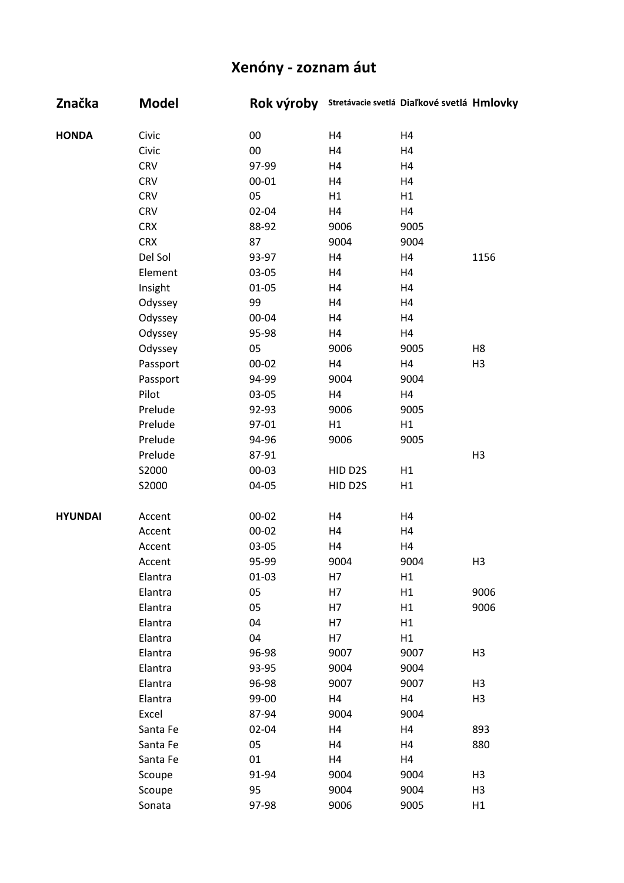# Xenóny - zoznam áut

| Značka | Model | Rok výroby | Stretávacie svetlá | Diaľkové svetlá | Hmlovky |
|---|---|---|---|---|---|
| **HONDA** | Civic | 00 | H4 | H4 | |
| | Civic | 00 | H4 | H4 | |
| | CRV | 97-99 | H4 | H4 | |
| | CRV | 00-01 | H4 | H4 | |
| | CRV | 05 | H1 | H1 | |
| | CRV | 02-04 | H4 | H4 | |
| | CRX | 88-92 | 9006 | 9005 | |
| | CRX | 87 | 9004 | 9004 | |
| | Del Sol | 93-97 | H4 | H4 | 1156 |
| | Element | 03-05 | H4 | H4 | |
| | Insight | 01-05 | H4 | H4 | |
| | Odyssey | 99 | H4 | H4 | |
| | Odyssey | 00-04 | H4 | H4 | |
| | Odyssey | 95-98 | H4 | H4 | |
| | Odyssey | 05 | 9006 | 9005 | H8 |
| | Passport | 00-02 | H4 | H4 | H3 |
| | Passport | 94-99 | 9004 | 9004 | |
| | Pilot | 03-05 | H4 | H4 | |
| | Prelude | 92-93 | 9006 | 9005 | |
| | Prelude | 97-01 | H1 | H1 | |
| | Prelude | 94-96 | 9006 | 9005 | |
| | Prelude | 87-91 | | | H3 |
| | S2000 | 00-03 | HID D2S | H1 | |
| | S2000 | 04-05 | HID D2S | H1 | |
| **HYUNDAI** | Accent | 00-02 | H4 | H4 | |
| | Accent | 00-02 | H4 | H4 | |
| | Accent | 03-05 | H4 | H4 | |
| | Accent | 95-99 | 9004 | 9004 | H3 |
| | Elantra | 01-03 | H7 | H1 | |
| | Elantra | 05 | H7 | H1 | 9006 |
| | Elantra | 05 | H7 | H1 | 9006 |
| | Elantra | 04 | H7 | H1 | |
| | Elantra | 04 | H7 | H1 | |
| | Elantra | 96-98 | 9007 | 9007 | H3 |
| | Elantra | 93-95 | 9004 | 9004 | |
| | Elantra | 96-98 | 9007 | 9007 | H3 |
| | Elantra | 99-00 | H4 | H4 | H3 |
| | Excel | 87-94 | 9004 | 9004 | |
| | Santa Fe | 02-04 | H4 | H4 | 893 |
| | Santa Fe | 05 | H4 | H4 | 880 |
| | Santa Fe | 01 | H4 | H4 | |
| | Scoupe | 91-94 | 9004 | 9004 | H3 |
| | Scoupe | 95 | 9004 | 9004 | H3 |
| | Sonata | 97-98 | 9006 | 9005 | H1 |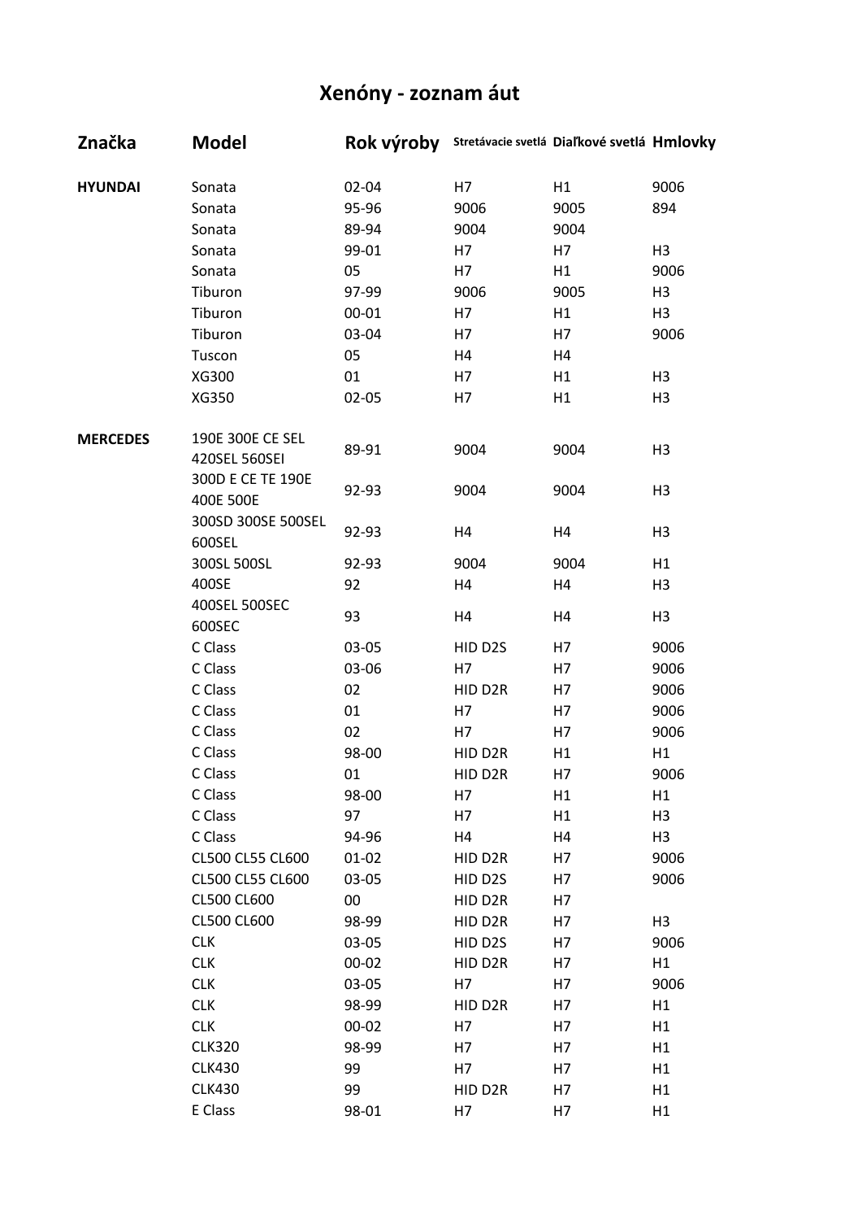# Xenóny - zoznam áut

| Značka | Model | Rok výroby | Stretávacie svetlá | Diaľkové svetlá | Hmlovky |
|---|---|---|---|---|---|
| **HYUNDAI** | Sonata | 02-04 | H7 | H1 | 9006 |
| | Sonata | 95-96 | 9006 | 9005 | 894 |
| | Sonata | 89-94 | 9004 | 9004 | |
| | Sonata | 99-01 | H7 | H7 | H3 |
| | Sonata | 05 | H7 | H1 | 9006 |
| | Tiburon | 97-99 | 9006 | 9005 | H3 |
| | Tiburon | 00-01 | H7 | H1 | H3 |
| | Tiburon | 03-04 | H7 | H7 | 9006 |
| | Tuscon | 05 | H4 | H4 | |
| | XG300 | 01 | H7 | H1 | H3 |
| | XG350 | 02-05 | H7 | H1 | H3 |
| **MERCEDES** | 190E 300E CE SEL 420SEL 560SEI | 89-91 | 9004 | 9004 | H3 |
| | 300D E CE TE 190E 400E 500E | 92-93 | 9004 | 9004 | H3 |
| | 300SD 300SE 500SEL 600SEL | 92-93 | H4 | H4 | H3 |
| | 300SL 500SL | 92-93 | 9004 | 9004 | H1 |
| | 400SE | 92 | H4 | H4 | H3 |
| | 400SEL 500SEC 600SEC | 93 | H4 | H4 | H3 |
| | C Class | 03-05 | HID D2S | H7 | 9006 |
| | C Class | 03-06 | H7 | H7 | 9006 |
| | C Class | 02 | HID D2R | H7 | 9006 |
| | C Class | 01 | H7 | H7 | 9006 |
| | C Class | 02 | H7 | H7 | 9006 |
| | C Class | 98-00 | HID D2R | H1 | H1 |
| | C Class | 01 | HID D2R | H7 | 9006 |
| | C Class | 98-00 | H7 | H1 | H1 |
| | C Class | 97 | H7 | H1 | H3 |
| | C Class | 94-96 | H4 | H4 | H3 |
| | CL500 CL55 CL600 | 01-02 | HID D2R | H7 | 9006 |
| | CL500 CL55 CL600 | 03-05 | HID D2S | H7 | 9006 |
| | CL500 CL600 | 00 | HID D2R | H7 | |
| | CL500 CL600 | 98-99 | HID D2R | H7 | H3 |
| | CLK | 03-05 | HID D2S | H7 | 9006 |
| | CLK | 00-02 | HID D2R | H7 | H1 |
| | CLK | 03-05 | H7 | H7 | 9006 |
| | CLK | 98-99 | HID D2R | H7 | H1 |
| | CLK | 00-02 | H7 | H7 | H1 |
| | CLK320 | 98-99 | H7 | H7 | H1 |
| | CLK430 | 99 | H7 | H7 | H1 |
| | CLK430 | 99 | HID D2R | H7 | H1 |
| | E Class | 98-01 | H7 | H7 | H1 |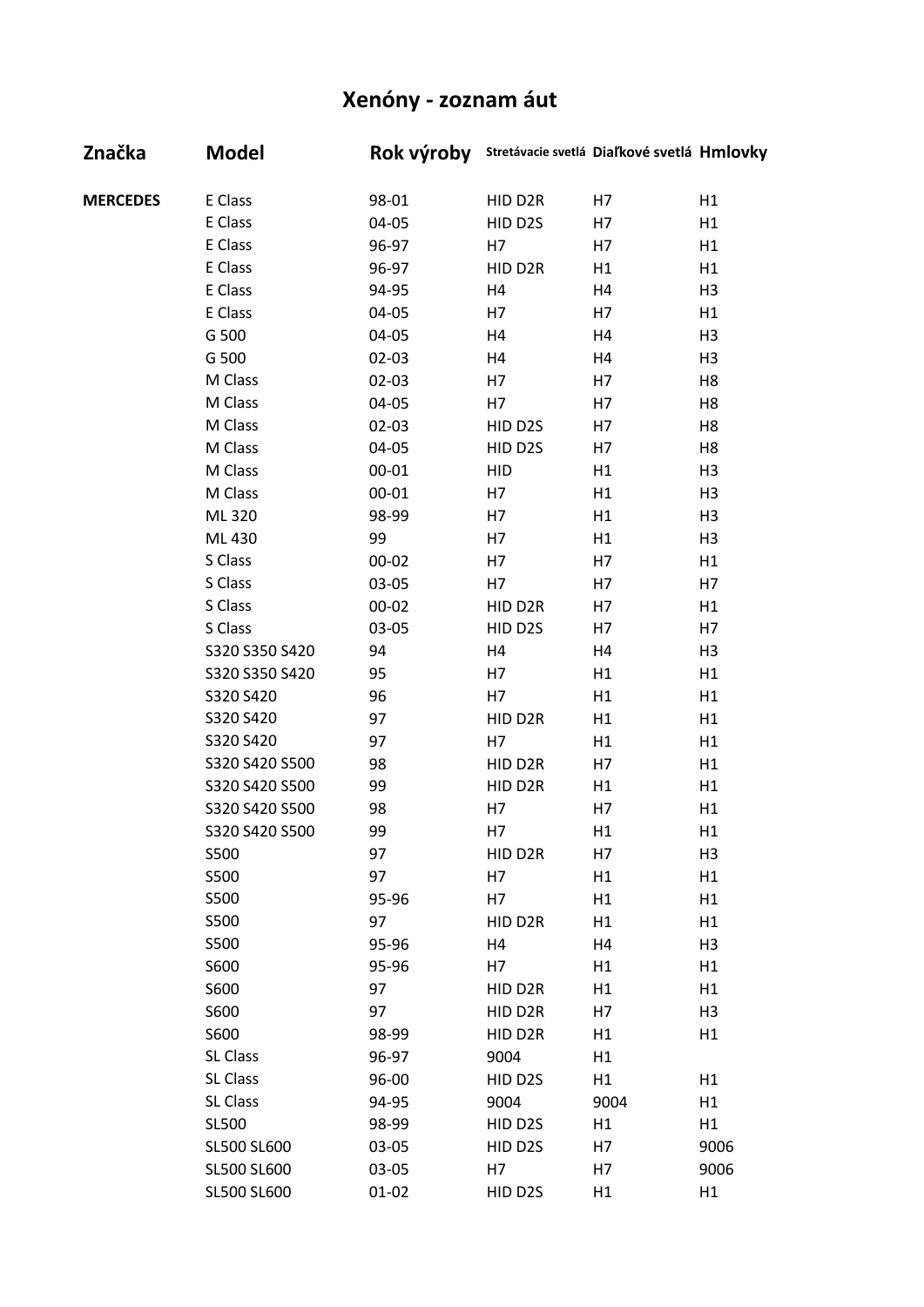# Xenóny - zoznam áut

| Značka | Model | Rok výroby | Stretávacie svetlá | Diaľkové svetlá | Hmlovky |
|---|---|---|---|---|---|
| **MERCEDES** | E Class | 98-01 | HID D2R | H7 | H1 |
| | E Class | 04-05 | HID D2S | H7 | H1 |
| | E Class | 96-97 | H7 | H7 | H1 |
| | E Class | 96-97 | HID D2R | H1 | H1 |
| | E Class | 94-95 | H4 | H4 | H3 |
| | E Class | 04-05 | H7 | H7 | H1 |
| | G 500 | 04-05 | H4 | H4 | H3 |
| | G 500 | 02-03 | H4 | H4 | H3 |
| | M Class | 02-03 | H7 | H7 | H8 |
| | M Class | 04-05 | H7 | H7 | H8 |
| | M Class | 02-03 | HID D2S | H7 | H8 |
| | M Class | 04-05 | HID D2S | H7 | H8 |
| | M Class | 00-01 | HID | H1 | H3 |
| | M Class | 00-01 | H7 | H1 | H3 |
| | ML 320 | 98-99 | H7 | H1 | H3 |
| | ML 430 | 99 | H7 | H1 | H3 |
| | S Class | 00-02 | H7 | H7 | H1 |
| | S Class | 03-05 | H7 | H7 | H7 |
| | S Class | 00-02 | HID D2R | H7 | H1 |
| | S Class | 03-05 | HID D2S | H7 | H7 |
| | S320 S350 S420 | 94 | H4 | H4 | H3 |
| | S320 S350 S420 | 95 | H7 | H1 | H1 |
| | S320 S420 | 96 | H7 | H1 | H1 |
| | S320 S420 | 97 | HID D2R | H1 | H1 |
| | S320 S420 | 97 | H7 | H1 | H1 |
| | S320 S420 S500 | 98 | HID D2R | H7 | H1 |
| | S320 S420 S500 | 99 | HID D2R | H1 | H1 |
| | S320 S420 S500 | 98 | H7 | H7 | H1 |
| | S320 S420 S500 | 99 | H7 | H1 | H1 |
| | S500 | 97 | HID D2R | H7 | H3 |
| | S500 | 97 | H7 | H1 | H1 |
| | S500 | 95-96 | H7 | H1 | H1 |
| | S500 | 97 | HID D2R | H1 | H1 |
| | S500 | 95-96 | H4 | H4 | H3 |
| | S600 | 95-96 | H7 | H1 | H1 |
| | S600 | 97 | HID D2R | H1 | H1 |
| | S600 | 97 | HID D2R | H7 | H3 |
| | S600 | 98-99 | HID D2R | H1 | H1 |
| | SL Class | 96-97 | 9004 | H1 | |
| | SL Class | 96-00 | HID D2S | H1 | H1 |
| | SL Class | 94-95 | 9004 | 9004 | H1 |
| | SL500 | 98-99 | HID D2S | H1 | H1 |
| | SL500 SL600 | 03-05 | HID D2S | H7 | 9006 |
| | SL500 SL600 | 03-05 | H7 | H7 | 9006 |
| | SL500 SL600 | 01-02 | HID D2S | H1 | H1 |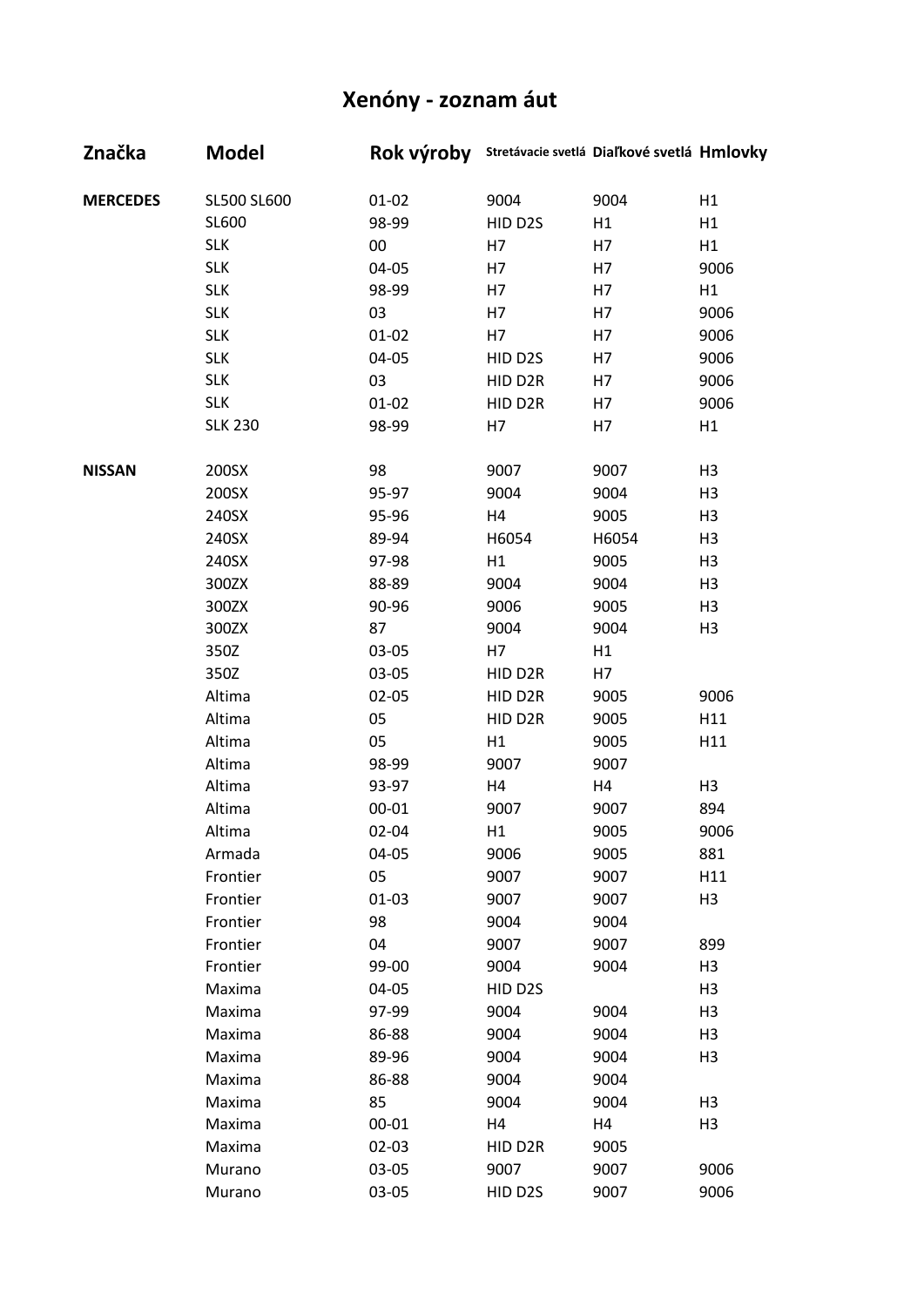# Xenóny - zoznam áut

| Značka | Model | Rok výroby | Stretávacie svetlá | Diaľkové svetlá | Hmlovky |
|---|---|---|---|---|---|
| **MERCEDES** | SL500 SL600 | 01-02 | 9004 | 9004 | H1 |
| | SL600 | 98-99 | HID D2S | H1 | H1 |
| | SLK | 00 | H7 | H7 | H1 |
| | SLK | 04-05 | H7 | H7 | 9006 |
| | SLK | 98-99 | H7 | H7 | H1 |
| | SLK | 03 | H7 | H7 | 9006 |
| | SLK | 01-02 | H7 | H7 | 9006 |
| | SLK | 04-05 | HID D2S | H7 | 9006 |
| | SLK | 03 | HID D2R | H7 | 9006 |
| | SLK | 01-02 | HID D2R | H7 | 9006 |
| | SLK 230 | 98-99 | H7 | H7 | H1 |
| **NISSAN** | 200SX | 98 | 9007 | 9007 | H3 |
| | 200SX | 95-97 | 9004 | 9004 | H3 |
| | 240SX | 95-96 | H4 | 9005 | H3 |
| | 240SX | 89-94 | H6054 | H6054 | H3 |
| | 240SX | 97-98 | H1 | 9005 | H3 |
| | 300ZX | 88-89 | 9004 | 9004 | H3 |
| | 300ZX | 90-96 | 9006 | 9005 | H3 |
| | 300ZX | 87 | 9004 | 9004 | H3 |
| | 350Z | 03-05 | H7 | H1 | |
| | 350Z | 03-05 | HID D2R | H7 | |
| | Altima | 02-05 | HID D2R | 9005 | 9006 |
| | Altima | 05 | HID D2R | 9005 | H11 |
| | Altima | 05 | H1 | 9005 | H11 |
| | Altima | 98-99 | 9007 | 9007 | |
| | Altima | 93-97 | H4 | H4 | H3 |
| | Altima | 00-01 | 9007 | 9007 | 894 |
| | Altima | 02-04 | H1 | 9005 | 9006 |
| | Armada | 04-05 | 9006 | 9005 | 881 |
| | Frontier | 05 | 9007 | 9007 | H11 |
| | Frontier | 01-03 | 9007 | 9007 | H3 |
| | Frontier | 98 | 9004 | 9004 | |
| | Frontier | 04 | 9007 | 9007 | 899 |
| | Frontier | 99-00 | 9004 | 9004 | H3 |
| | Maxima | 04-05 | HID D2S | | H3 |
| | Maxima | 97-99 | 9004 | 9004 | H3 |
| | Maxima | 86-88 | 9004 | 9004 | H3 |
| | Maxima | 89-96 | 9004 | 9004 | H3 |
| | Maxima | 86-88 | 9004 | 9004 | |
| | Maxima | 85 | 9004 | 9004 | H3 |
| | Maxima | 00-01 | H4 | H4 | H3 |
| | Maxima | 02-03 | HID D2R | 9005 | |
| | Murano | 03-05 | 9007 | 9007 | 9006 |
| | Murano | 03-05 | HID D2S | 9007 | 9006 |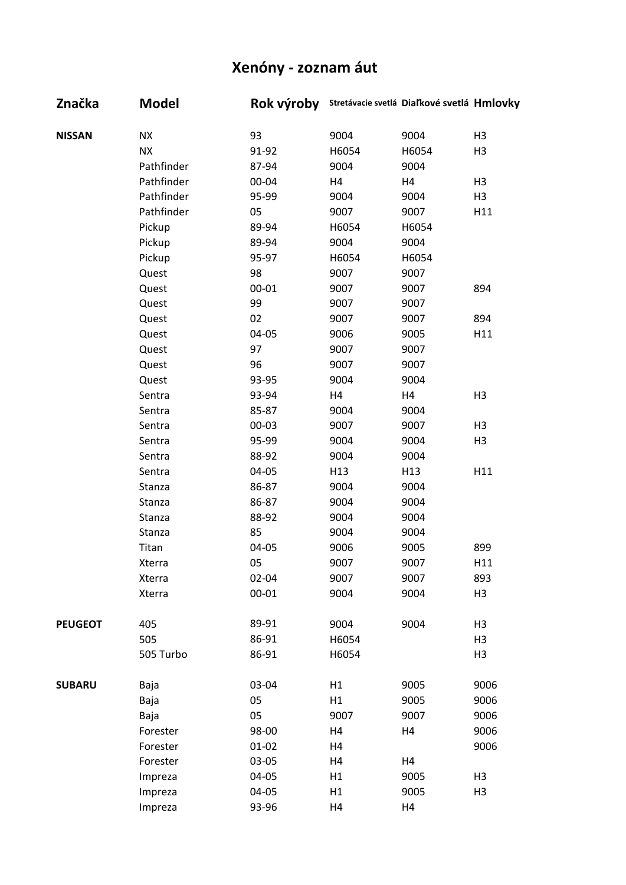# Xenóny - zoznam áut

| Značka | Model | Rok výroby | Stretávacie svetlá | Diaľkové svetlá | Hmlovky |
|---|---|---|---|---|---|
| **NISSAN** | NX | 93 | 9004 | 9004 | H3 |
| | NX | 91-92 | H6054 | H6054 | H3 |
| | Pathfinder | 87-94 | 9004 | 9004 | |
| | Pathfinder | 00-04 | H4 | H4 | H3 |
| | Pathfinder | 95-99 | 9004 | 9004 | H3 |
| | Pathfinder | 05 | 9007 | 9007 | H11 |
| | Pickup | 89-94 | H6054 | H6054 | |
| | Pickup | 89-94 | 9004 | 9004 | |
| | Pickup | 95-97 | H6054 | H6054 | |
| | Quest | 98 | 9007 | 9007 | |
| | Quest | 00-01 | 9007 | 9007 | 894 |
| | Quest | 99 | 9007 | 9007 | |
| | Quest | 02 | 9007 | 9007 | 894 |
| | Quest | 04-05 | 9006 | 9005 | H11 |
| | Quest | 97 | 9007 | 9007 | |
| | Quest | 96 | 9007 | 9007 | |
| | Quest | 93-95 | 9004 | 9004 | |
| | Sentra | 93-94 | H4 | H4 | H3 |
| | Sentra | 85-87 | 9004 | 9004 | |
| | Sentra | 00-03 | 9007 | 9007 | H3 |
| | Sentra | 95-99 | 9004 | 9004 | H3 |
| | Sentra | 88-92 | 9004 | 9004 | |
| | Sentra | 04-05 | H13 | H13 | H11 |
| | Stanza | 86-87 | 9004 | 9004 | |
| | Stanza | 86-87 | 9004 | 9004 | |
| | Stanza | 88-92 | 9004 | 9004 | |
| | Stanza | 85 | 9004 | 9004 | |
| | Titan | 04-05 | 9006 | 9005 | 899 |
| | Xterra | 05 | 9007 | 9007 | H11 |
| | Xterra | 02-04 | 9007 | 9007 | 893 |
| | Xterra | 00-01 | 9004 | 9004 | H3 |
| **PEUGEOT** | 405 | 89-91 | 9004 | 9004 | H3 |
| | 505 | 86-91 | H6054 | | H3 |
| | 505 Turbo | 86-91 | H6054 | | H3 |
| **SUBARU** | Baja | 03-04 | H1 | 9005 | 9006 |
| | Baja | 05 | H1 | 9005 | 9006 |
| | Baja | 05 | 9007 | 9007 | 9006 |
| | Forester | 98-00 | H4 | H4 | 9006 |
| | Forester | 01-02 | H4 | | 9006 |
| | Forester | 03-05 | H4 | H4 | |
| | Impreza | 04-05 | H1 | 9005 | H3 |
| | Impreza | 04-05 | H1 | 9005 | H3 |
| | Impreza | 93-96 | H4 | H4 | |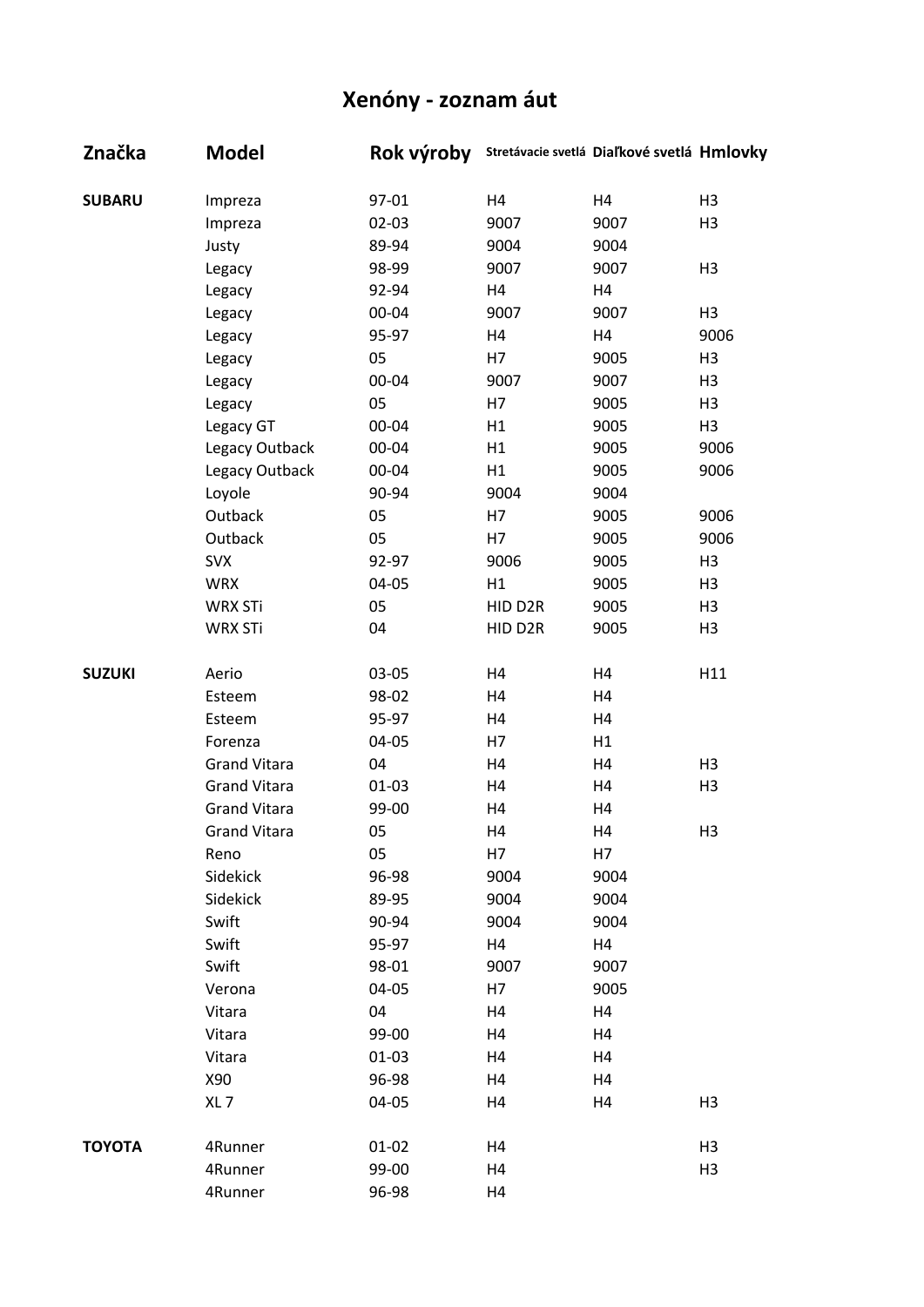# Xenóny - zoznam áut

| Značka | Model | Rok výroby | Stretávacie svetlá | Diaľkové svetlá | Hmlovky |
|---|---|---|---|---|---|
| **SUBARU** | Impreza | 97-01 | H4 | H4 | H3 |
| | Impreza | 02-03 | 9007 | 9007 | H3 |
| | Justy | 89-94 | 9004 | 9004 | |
| | Legacy | 98-99 | 9007 | 9007 | H3 |
| | Legacy | 92-94 | H4 | H4 | |
| | Legacy | 00-04 | 9007 | 9007 | H3 |
| | Legacy | 95-97 | H4 | H4 | 9006 |
| | Legacy | 05 | H7 | 9005 | H3 |
| | Legacy | 00-04 | 9007 | 9007 | H3 |
| | Legacy | 05 | H7 | 9005 | H3 |
| | Legacy GT | 00-04 | H1 | 9005 | H3 |
| | Legacy Outback | 00-04 | H1 | 9005 | 9006 |
| | Legacy Outback | 00-04 | H1 | 9005 | 9006 |
| | Loyole | 90-94 | 9004 | 9004 | |
| | Outback | 05 | H7 | 9005 | 9006 |
| | Outback | 05 | H7 | 9005 | 9006 |
| | SVX | 92-97 | 9006 | 9005 | H3 |
| | WRX | 04-05 | H1 | 9005 | H3 |
| | WRX STi | 05 | HID D2R | 9005 | H3 |
| | WRX STi | 04 | HID D2R | 9005 | H3 |
| **SUZUKI** | Aerio | 03-05 | H4 | H4 | H11 |
| | Esteem | 98-02 | H4 | H4 | |
| | Esteem | 95-97 | H4 | H4 | |
| | Forenza | 04-05 | H7 | H1 | |
| | Grand Vitara | 04 | H4 | H4 | H3 |
| | Grand Vitara | 01-03 | H4 | H4 | H3 |
| | Grand Vitara | 99-00 | H4 | H4 | |
| | Grand Vitara | 05 | H4 | H4 | H3 |
| | Reno | 05 | H7 | H7 | |
| | Sidekick | 96-98 | 9004 | 9004 | |
| | Sidekick | 89-95 | 9004 | 9004 | |
| | Swift | 90-94 | 9004 | 9004 | |
| | Swift | 95-97 | H4 | H4 | |
| | Swift | 98-01 | 9007 | 9007 | |
| | Verona | 04-05 | H7 | 9005 | |
| | Vitara | 04 | H4 | H4 | |
| | Vitara | 99-00 | H4 | H4 | |
| | Vitara | 01-03 | H4 | H4 | |
| | X90 | 96-98 | H4 | H4 | |
| | XL 7 | 04-05 | H4 | H4 | H3 |
| **TOYOTA** | 4Runner | 01-02 | H4 | | H3 |
| | 4Runner | 99-00 | H4 | | H3 |
| | 4Runner | 96-98 | H4 | | |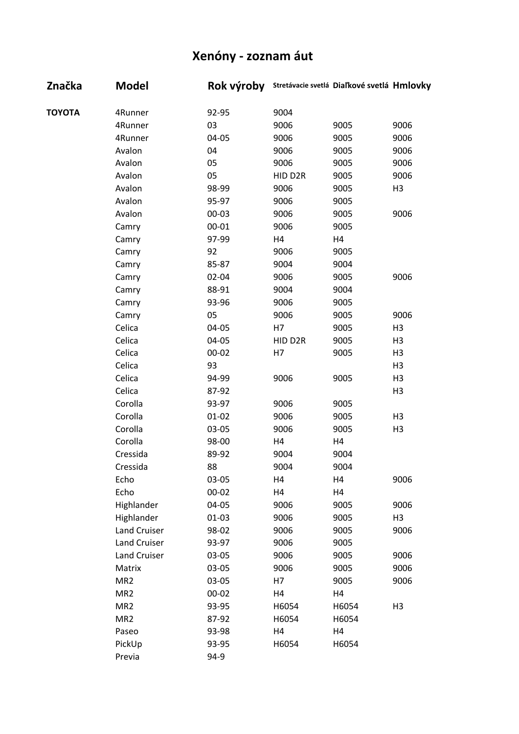# Xenóny - zoznam áut

| Značka | Model | Rok výroby | Stretávacie svetlá | Diaľkové svetlá | Hmlovky |
|---|---|---|---|---|---|
| **TOYOTA** | 4Runner | 92-95 | 9004 | | |
| | 4Runner | 03 | 9006 | 9005 | 9006 |
| | 4Runner | 04-05 | 9006 | 9005 | 9006 |
| | Avalon | 04 | 9006 | 9005 | 9006 |
| | Avalon | 05 | 9006 | 9005 | 9006 |
| | Avalon | 05 | HID D2R | 9005 | 9006 |
| | Avalon | 98-99 | 9006 | 9005 | H3 |
| | Avalon | 95-97 | 9006 | 9005 | |
| | Avalon | 00-03 | 9006 | 9005 | 9006 |
| | Camry | 00-01 | 9006 | 9005 | |
| | Camry | 97-99 | H4 | H4 | |
| | Camry | 92 | 9006 | 9005 | |
| | Camry | 85-87 | 9004 | 9004 | |
| | Camry | 02-04 | 9006 | 9005 | 9006 |
| | Camry | 88-91 | 9004 | 9004 | |
| | Camry | 93-96 | 9006 | 9005 | |
| | Camry | 05 | 9006 | 9005 | 9006 |
| | Celica | 04-05 | H7 | 9005 | H3 |
| | Celica | 04-05 | HID D2R | 9005 | H3 |
| | Celica | 00-02 | H7 | 9005 | H3 |
| | Celica | 93 | | | H3 |
| | Celica | 94-99 | 9006 | 9005 | H3 |
| | Celica | 87-92 | | | H3 |
| | Corolla | 93-97 | 9006 | 9005 | |
| | Corolla | 01-02 | 9006 | 9005 | H3 |
| | Corolla | 03-05 | 9006 | 9005 | H3 |
| | Corolla | 98-00 | H4 | H4 | |
| | Cressida | 89-92 | 9004 | 9004 | |
| | Cressida | 88 | 9004 | 9004 | |
| | Echo | 03-05 | H4 | H4 | 9006 |
| | Echo | 00-02 | H4 | H4 | |
| | Highlander | 04-05 | 9006 | 9005 | 9006 |
| | Highlander | 01-03 | 9006 | 9005 | H3 |
| | Land Cruiser | 98-02 | 9006 | 9005 | 9006 |
| | Land Cruiser | 93-97 | 9006 | 9005 | |
| | Land Cruiser | 03-05 | 9006 | 9005 | 9006 |
| | Matrix | 03-05 | 9006 | 9005 | 9006 |
| | MR2 | 03-05 | H7 | 9005 | 9006 |
| | MR2 | 00-02 | H4 | H4 | |
| | MR2 | 93-95 | H6054 | H6054 | H3 |
| | MR2 | 87-92 | H6054 | H6054 | |
| | Paseo | 93-98 | H4 | H4 | |
| | PickUp | 93-95 | H6054 | H6054 | |
| | Previa | 94-9 | | | |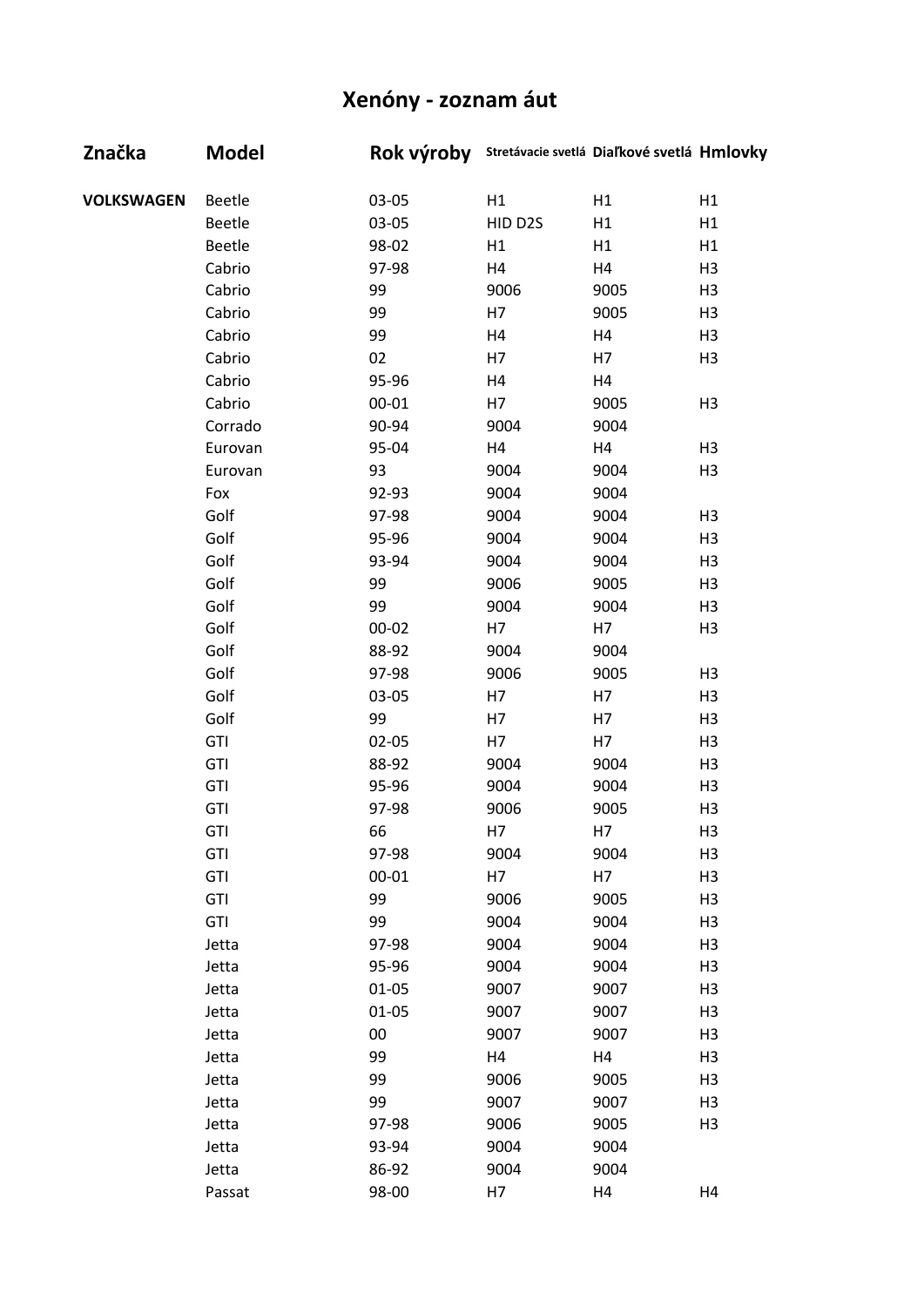# Xenóny - zoznam áut

| Značka | Model | Rok výroby | Stretávacie svetlá | Diaľkové svetlá | Hmlovky |
|---|---|---|---|---|---|
| **VOLKSWAGEN** | Beetle | 03-05 | H1 | H1 | H1 |
| | Beetle | 03-05 | HID D2S | H1 | H1 |
| | Beetle | 98-02 | H1 | H1 | H1 |
| | Cabrio | 97-98 | H4 | H4 | H3 |
| | Cabrio | 99 | 9006 | 9005 | H3 |
| | Cabrio | 99 | H7 | 9005 | H3 |
| | Cabrio | 99 | H4 | H4 | H3 |
| | Cabrio | 02 | H7 | H7 | H3 |
| | Cabrio | 95-96 | H4 | H4 | |
| | Cabrio | 00-01 | H7 | 9005 | H3 |
| | Corrado | 90-94 | 9004 | 9004 | |
| | Eurovan | 95-04 | H4 | H4 | H3 |
| | Eurovan | 93 | 9004 | 9004 | H3 |
| | Fox | 92-93 | 9004 | 9004 | |
| | Golf | 97-98 | 9004 | 9004 | H3 |
| | Golf | 95-96 | 9004 | 9004 | H3 |
| | Golf | 93-94 | 9004 | 9004 | H3 |
| | Golf | 99 | 9006 | 9005 | H3 |
| | Golf | 99 | 9004 | 9004 | H3 |
| | Golf | 00-02 | H7 | H7 | H3 |
| | Golf | 88-92 | 9004 | 9004 | |
| | Golf | 97-98 | 9006 | 9005 | H3 |
| | Golf | 03-05 | H7 | H7 | H3 |
| | Golf | 99 | H7 | H7 | H3 |
| | GTI | 02-05 | H7 | H7 | H3 |
| | GTI | 88-92 | 9004 | 9004 | H3 |
| | GTI | 95-96 | 9004 | 9004 | H3 |
| | GTI | 97-98 | 9006 | 9005 | H3 |
| | GTI | 66 | H7 | H7 | H3 |
| | GTI | 97-98 | 9004 | 9004 | H3 |
| | GTI | 00-01 | H7 | H7 | H3 |
| | GTI | 99 | 9006 | 9005 | H3 |
| | GTI | 99 | 9004 | 9004 | H3 |
| | Jetta | 97-98 | 9004 | 9004 | H3 |
| | Jetta | 95-96 | 9004 | 9004 | H3 |
| | Jetta | 01-05 | 9007 | 9007 | H3 |
| | Jetta | 01-05 | 9007 | 9007 | H3 |
| | Jetta | 00 | 9007 | 9007 | H3 |
| | Jetta | 99 | H4 | H4 | H3 |
| | Jetta | 99 | 9006 | 9005 | H3 |
| | Jetta | 99 | 9007 | 9007 | H3 |
| | Jetta | 97-98 | 9006 | 9005 | H3 |
| | Jetta | 93-94 | 9004 | 9004 | |
| | Jetta | 86-92 | 9004 | 9004 | |
| | Passat | 98-00 | H7 | H4 | H4 |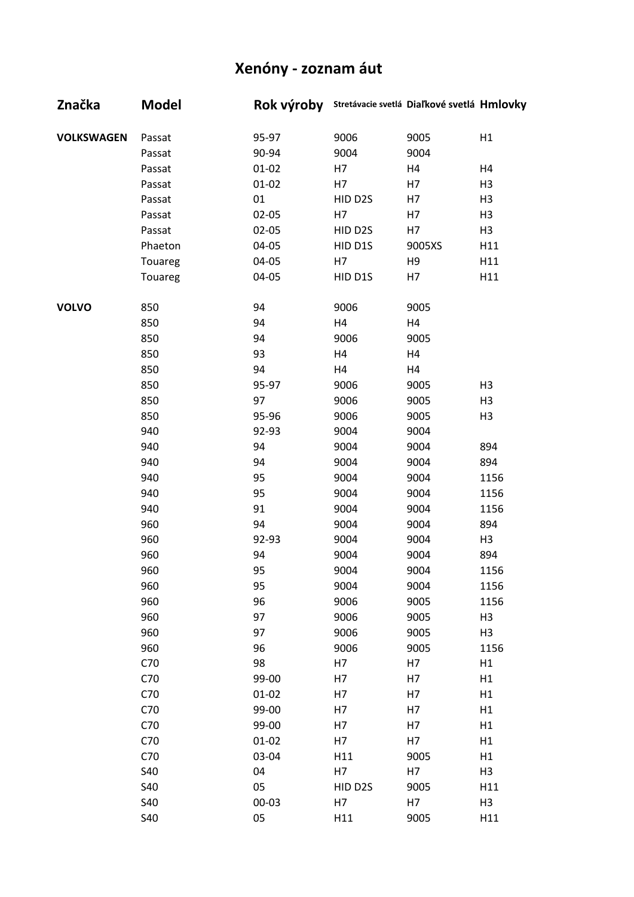# Xenóny - zoznam áut

| Značka | Model | Rok výroby | Stretávacie svetlá | Diaľkové svetlá | Hmlovky |
|---|---|---|---|---|---|
| **VOLKSWAGEN** | Passat | 95-97 | 9006 | 9005 | H1 |
| | Passat | 90-94 | 9004 | 9004 | |
| | Passat | 01-02 | H7 | H4 | H4 |
| | Passat | 01-02 | H7 | H7 | H3 |
| | Passat | 01 | HID D2S | H7 | H3 |
| | Passat | 02-05 | H7 | H7 | H3 |
| | Passat | 02-05 | HID D2S | H7 | H3 |
| | Phaeton | 04-05 | HID D1S | 9005XS | H11 |
| | Touareg | 04-05 | H7 | H9 | H11 |
| | Touareg | 04-05 | HID D1S | H7 | H11 |
| **VOLVO** | 850 | 94 | 9006 | 9005 | |
| | 850 | 94 | H4 | H4 | |
| | 850 | 94 | 9006 | 9005 | |
| | 850 | 93 | H4 | H4 | |
| | 850 | 94 | H4 | H4 | |
| | 850 | 95-97 | 9006 | 9005 | H3 |
| | 850 | 97 | 9006 | 9005 | H3 |
| | 850 | 95-96 | 9006 | 9005 | H3 |
| | 940 | 92-93 | 9004 | 9004 | |
| | 940 | 94 | 9004 | 9004 | 894 |
| | 940 | 94 | 9004 | 9004 | 894 |
| | 940 | 95 | 9004 | 9004 | 1156 |
| | 940 | 95 | 9004 | 9004 | 1156 |
| | 940 | 91 | 9004 | 9004 | 1156 |
| | 960 | 94 | 9004 | 9004 | 894 |
| | 960 | 92-93 | 9004 | 9004 | H3 |
| | 960 | 94 | 9004 | 9004 | 894 |
| | 960 | 95 | 9004 | 9004 | 1156 |
| | 960 | 95 | 9004 | 9004 | 1156 |
| | 960 | 96 | 9006 | 9005 | 1156 |
| | 960 | 97 | 9006 | 9005 | H3 |
| | 960 | 97 | 9006 | 9005 | H3 |
| | 960 | 96 | 9006 | 9005 | 1156 |
| | C70 | 98 | H7 | H7 | H1 |
| | C70 | 99-00 | H7 | H7 | H1 |
| | C70 | 01-02 | H7 | H7 | H1 |
| | C70 | 99-00 | H7 | H7 | H1 |
| | C70 | 99-00 | H7 | H7 | H1 |
| | C70 | 01-02 | H7 | H7 | H1 |
| | C70 | 03-04 | H11 | 9005 | H1 |
| | S40 | 04 | H7 | H7 | H3 |
| | S40 | 05 | HID D2S | 9005 | H11 |
| | S40 | 00-03 | H7 | H7 | H3 |
| | S40 | 05 | H11 | 9005 | H11 |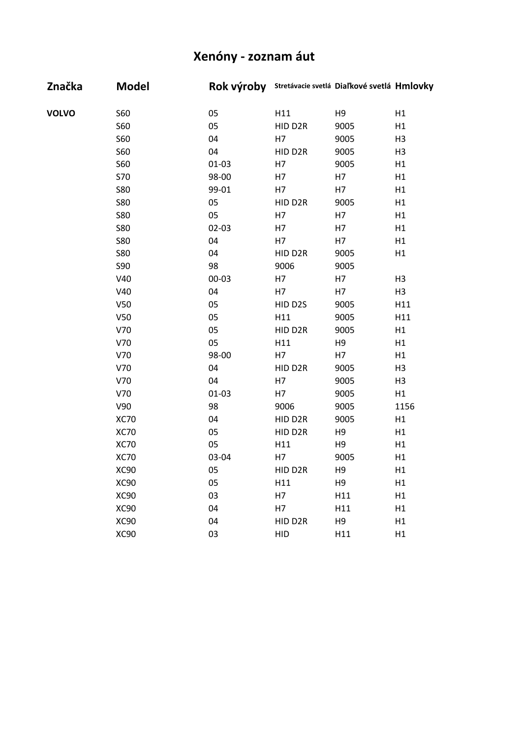# Xenóny - zoznam áut

| Značka | Model | Rok výroby | Stretávacie svetlá | Diaľkové svetlá | Hmlovky |
|---|---|---|---|---|---|
| **VOLVO** | S60 | 05 | H11 | H9 | H1 |
| | S60 | 05 | HID D2R | 9005 | H1 |
| | S60 | 04 | H7 | 9005 | H3 |
| | S60 | 04 | HID D2R | 9005 | H3 |
| | S60 | 01-03 | H7 | 9005 | H1 |
| | S70 | 98-00 | H7 | H7 | H1 |
| | S80 | 99-01 | H7 | H7 | H1 |
| | S80 | 05 | HID D2R | 9005 | H1 |
| | S80 | 05 | H7 | H7 | H1 |
| | S80 | 02-03 | H7 | H7 | H1 |
| | S80 | 04 | H7 | H7 | H1 |
| | S80 | 04 | HID D2R | 9005 | H1 |
| | S90 | 98 | 9006 | 9005 | |
| | V40 | 00-03 | H7 | H7 | H3 |
| | V40 | 04 | H7 | H7 | H3 |
| | V50 | 05 | HID D2S | 9005 | H11 |
| | V50 | 05 | H11 | 9005 | H11 |
| | V70 | 05 | HID D2R | 9005 | H1 |
| | V70 | 05 | H11 | H9 | H1 |
| | V70 | 98-00 | H7 | H7 | H1 |
| | V70 | 04 | HID D2R | 9005 | H3 |
| | V70 | 04 | H7 | 9005 | H3 |
| | V70 | 01-03 | H7 | 9005 | H1 |
| | V90 | 98 | 9006 | 9005 | 1156 |
| | XC70 | 04 | HID D2R | 9005 | H1 |
| | XC70 | 05 | HID D2R | H9 | H1 |
| | XC70 | 05 | H11 | H9 | H1 |
| | XC70 | 03-04 | H7 | 9005 | H1 |
| | XC90 | 05 | HID D2R | H9 | H1 |
| | XC90 | 05 | H11 | H9 | H1 |
| | XC90 | 03 | H7 | H11 | H1 |
| | XC90 | 04 | H7 | H11 | H1 |
| | XC90 | 04 | HID D2R | H9 | H1 |
| | XC90 | 03 | HID | H11 | H1 |